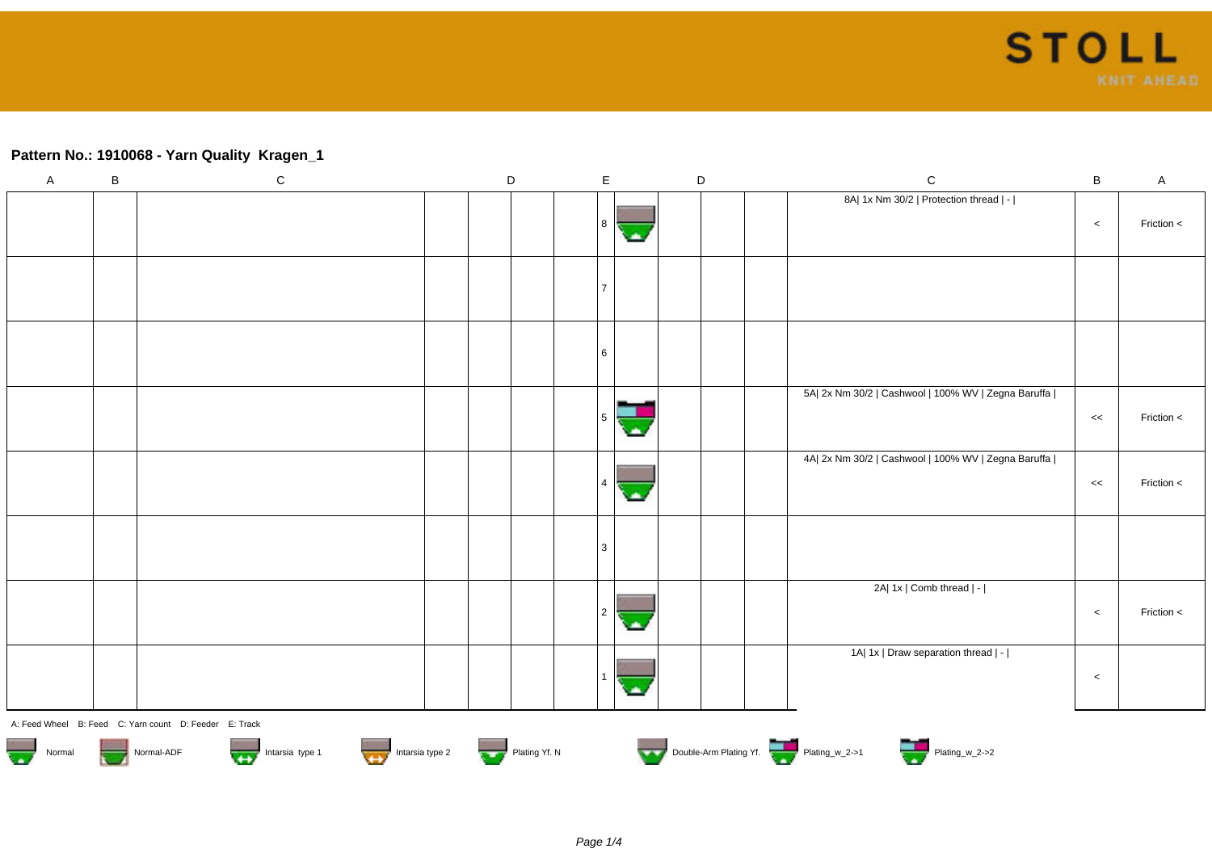## Pattern No.: 1910068 - Yarn Quality  Kragen_1

| A | B | C | D | | | E | | D | | | C | B | A |
|---|---|---|---|---|---|---|---|---|---|---|---|---|---|
| | | | | | | 8 | | | | | 8A\| 1x Nm 30/2 \| Protection thread \| - \| | < | Friction < |
| | | | | | | 7 | | | | | | | |
| | | | | | | 6 | | | | | | | |
| | | | | | | 5 | | | | | 5A\| 2x Nm 30/2 \| Cashwool \| 100% WV \| Zegna Baruffa \| | << | Friction < |
| | | | | | | 4 | | | | | 4A\| 2x Nm 30/2 \| Cashwool \| 100% WV \| Zegna Baruffa \| | << | Friction < |
| | | | | | | 3 | | | | | | | |
| | | | | | | 2 | | | | | 2A\| 1x \| Comb thread \| - \| | < | Friction < |
| | | | | | | 1 | | | | | 1A\| 1x \| Draw separation thread \| - \| | < | |

A: Feed Wheel   B: Feed   C: Yarn count   D: Feeder   E: Track

Normal   Normal-ADF   Intarsia type 1   Intarsia type 2   Plating Yf. N   Double-Arm Plating Yf.   Plating_w_2->1   Plating_w_2->2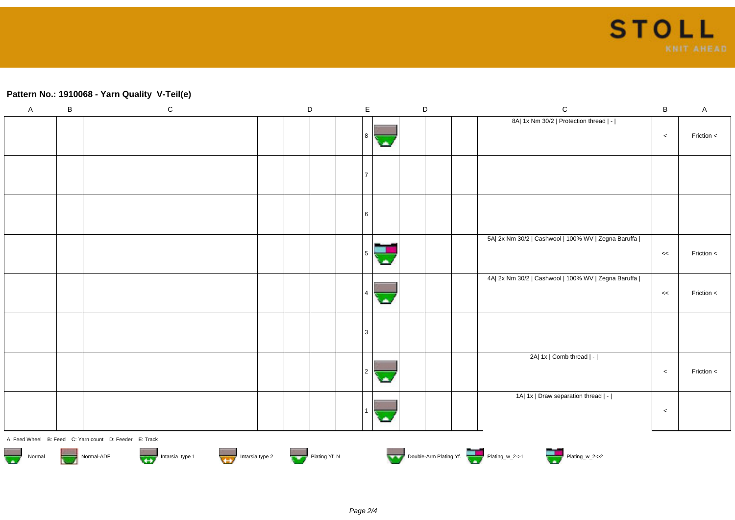STOLL
KNIT AHEAD

## Pattern No.: 1910068 - Yarn Quality V-Teil(e)

| A | B | C | D | | E | | D | | C | B | A |
|---|---|---|---|---|---|---|---|---|---|---|---|
| | | | | | 8 | | | | 8A\| 1x Nm 30/2 \| Protection thread \| - \| | < | Friction < |
| | | | | | 7 | | | | | | |
| | | | | | 6 | | | | | | |
| | | | | | 5 | | | | 5A\| 2x Nm 30/2 \| Cashwool \| 100% WV \| Zegna Baruffa \| | << | Friction < |
| | | | | | 4 | | | | 4A\| 2x Nm 30/2 \| Cashwool \| 100% WV \| Zegna Baruffa \| | << | Friction < |
| | | | | | 3 | | | | | | |
| | | | | | 2 | | | | 2A\| 1x \| Comb thread \| - \| | < | Friction < |
| | | | | | 1 | | | | 1A\| 1x \| Draw separation thread \| - \| | < | |

A: Feed Wheel B: Feed C: Yarn count D: Feeder E: Track

Normal | Normal-ADF | Intarsia type 1 | Intarsia type 2 | Plating Yf. N | Double-Arm Plating Yf. | Plating_w_2->1 | Plating_w_2->2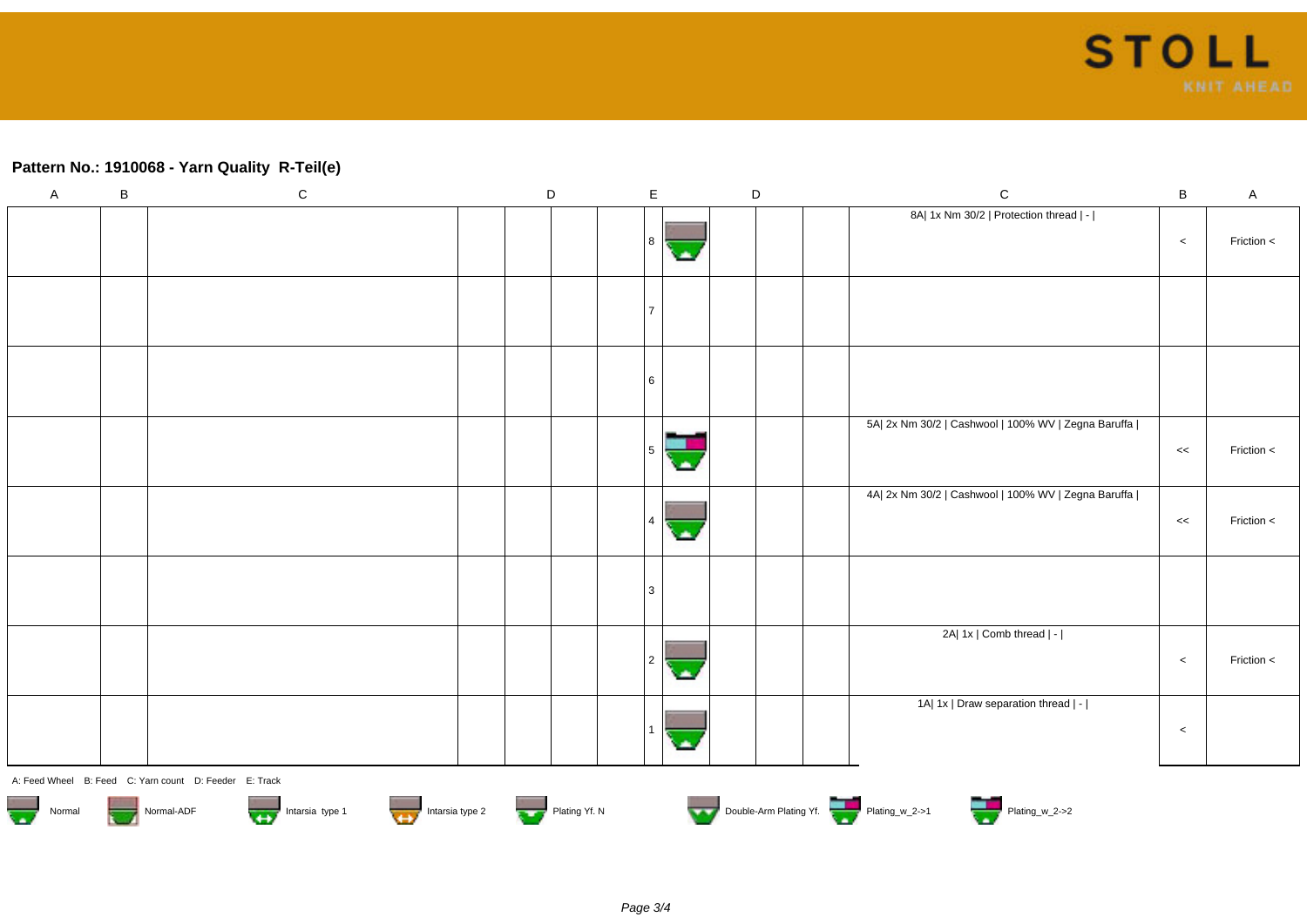**Pattern No.: 1910068 - Yarn Quality R-Teil(e)**

| A | B | C | D | D | D | E | | D | D | D | C | B | A |
|---|---|---|---|---|---|---|---|---|---|---|---|---|---|
| | | | | | | 8 | | | | | 8A\| 1x Nm 30/2 \| Protection thread \| - \| | < | Friction < |
| | | | | | | 7 | | | | | | | |
| | | | | | | 6 | | | | | | | |
| | | | | | | 5 | | | | | 5A\| 2x Nm 30/2 \| Cashwool \| 100% WV \| Zegna Baruffa \| | << | Friction < |
| | | | | | | 4 | | | | | 4A\| 2x Nm 30/2 \| Cashwool \| 100% WV \| Zegna Baruffa \| | << | Friction < |
| | | | | | | 3 | | | | | | | |
| | | | | | | 2 | | | | | 2A\| 1x \| Comb thread \| - \| | < | Friction < |
| | | | | | | 1 | | | | | 1A\| 1x \| Draw separation thread \| - \| | < | |

A: Feed Wheel B: Feed C: Yarn count D: Feeder E: Track

Normal | Normal-ADF | Intarsia type 1 | Intarsia type 2 | Plating Yf. N | Double-Arm Plating Yf. | Plating_w_2->1 | Plating_w_2->2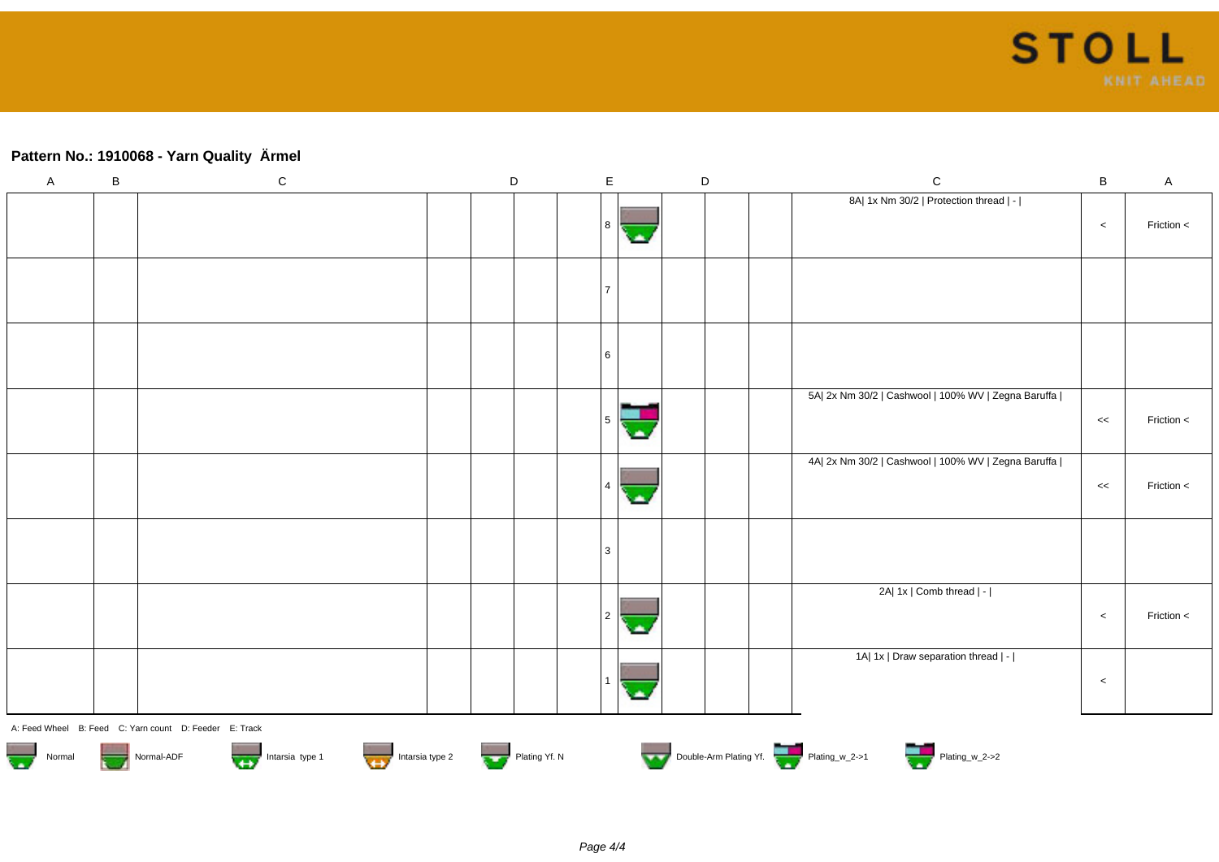## Pattern No.: 1910068 - Yarn Quality Ärmel

| A | B | C | D | D | D | E | E | D | D | D | C | B | A |
|---|---|---|---|---|---|---|---|---|---|---|---|---|---|
| | | | | | | 8 | | | | | 8A\| 1x Nm 30/2 \| Protection thread \| - \| | < | Friction < |
| | | | | | | 7 | | | | | | | |
| | | | | | | 6 | | | | | | | |
| | | | | | | 5 | | | | | 5A\| 2x Nm 30/2 \| Cashwool \| 100% WV \| Zegna Baruffa \| | << | Friction < |
| | | | | | | 4 | | | | | 4A\| 2x Nm 30/2 \| Cashwool \| 100% WV \| Zegna Baruffa \| | << | Friction < |
| | | | | | | 3 | | | | | | | |
| | | | | | | 2 | | | | | 2A\| 1x \| Comb thread \| - \| | < | Friction < |
| | | | | | | 1 | | | | | 1A\| 1x \| Draw separation thread \| - \| | < | |

A: Feed Wheel B: Feed C: Yarn count D: Feeder E: Track

Normal Normal-ADF Intarsia type 1 Intarsia type 2 Plating Yf. N Double-Arm Plating Yf. Plating_w_2->1 Plating_w_2->2